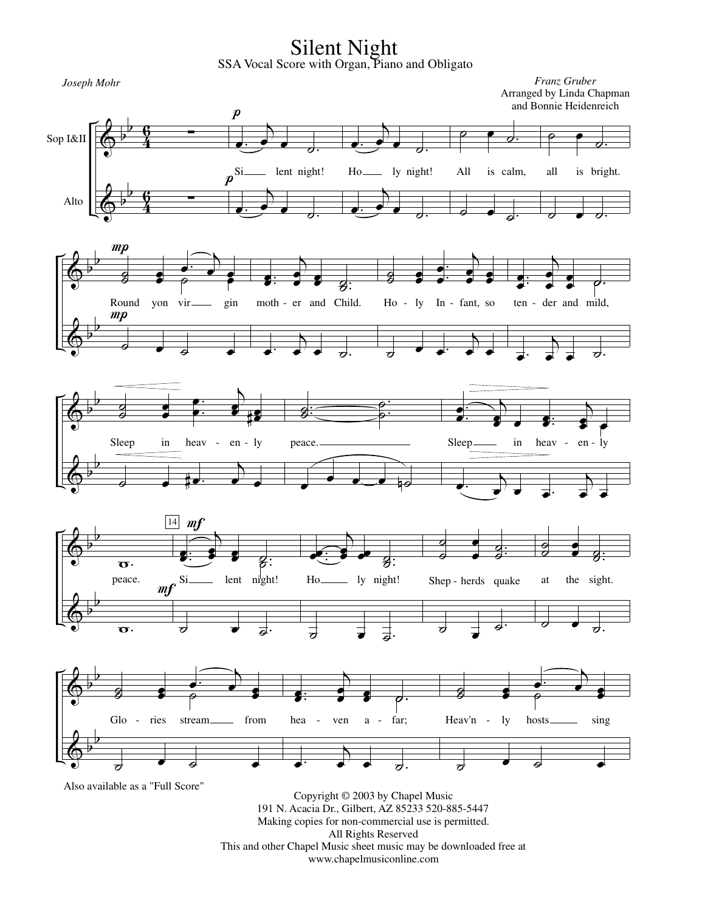# Silent Night

SSA Vocal Score with Organ, Piano and Obligato

*Joseph Mohr*

*Franz Gruber*
Arranged by Linda Chapman
and Bonnie Heidenreich

Sop I&II

Alto

Si- lent night! Ho- ly night! All is calm, all is bright.

Round yon vir- gin moth- er and Child. Ho- ly In- fant, so ten- der and mild,

Sleep in heav- en- ly peace. Sleep in heav- en- ly

peace. Si- lent night! Ho- ly night! Shep- herds quake at the sight.

Glo- ries stream from hea- ven a- far; Heav'n- ly hosts sing

Also available as a "Full Score"

Copyright © 2003 by Chapel Music
191 N. Acacia Dr., Gilbert, AZ 85233 520-885-5447
Making copies for non-commercial use is permitted.
All Rights Reserved
This and other Chapel Music sheet music may be downloaded free at
www.chapelmusiconline.com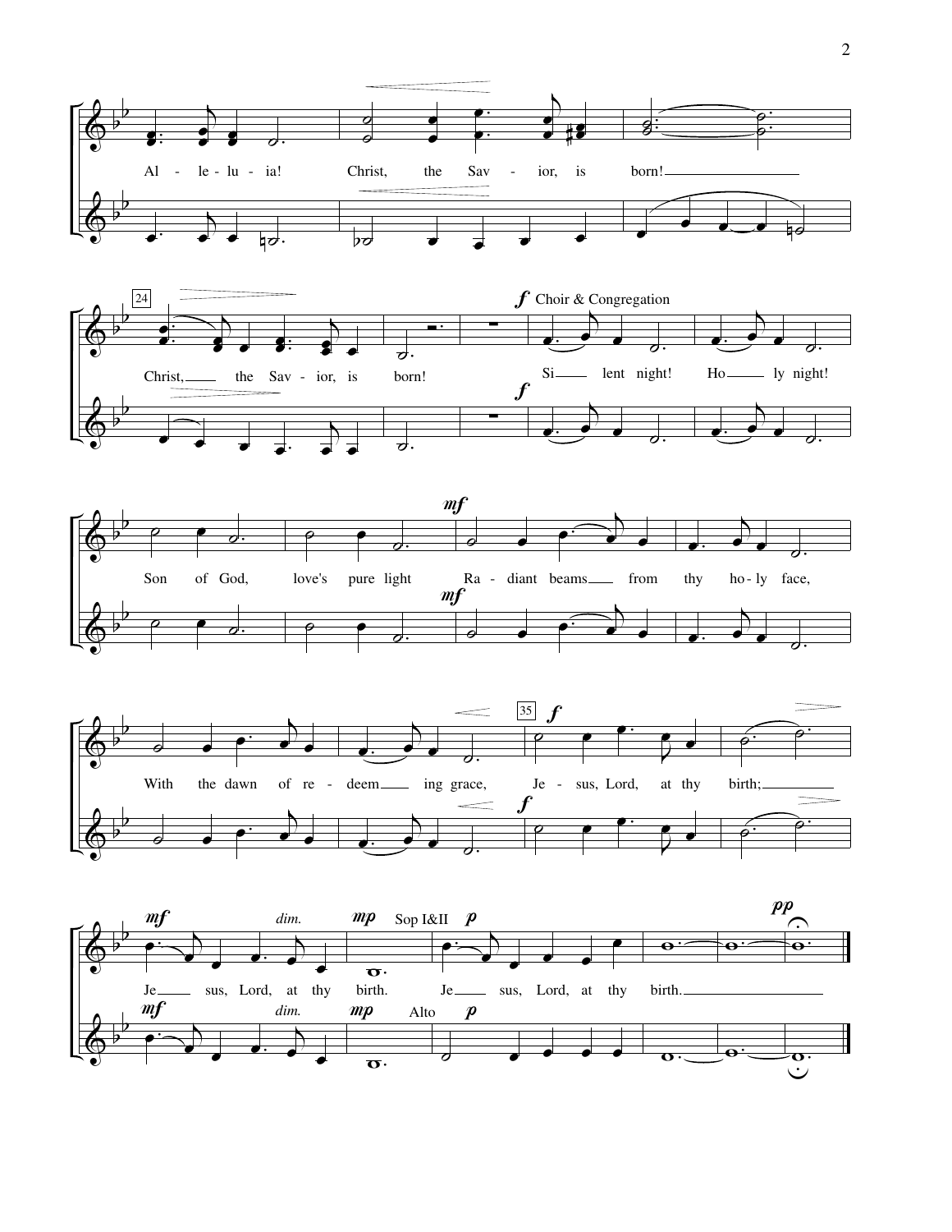Al - le - lu - ia! Christ, the Sav - ior, is born!

24

Christ, the Sav - ior, is born!

*f* Choir & Congregation

Si lent night! Ho ly night!

Son of God, love's pure light

*mf*

Ra - diant beams from thy ho - ly face,

With the dawn of re - deem ing grace,

35 *f*

Je - sus, Lord, at thy birth;

*mf* *dim.* *mp* Sop I&II *p*

Je sus, Lord, at thy birth. Je sus, Lord, at thy birth.

Alto

*pp*